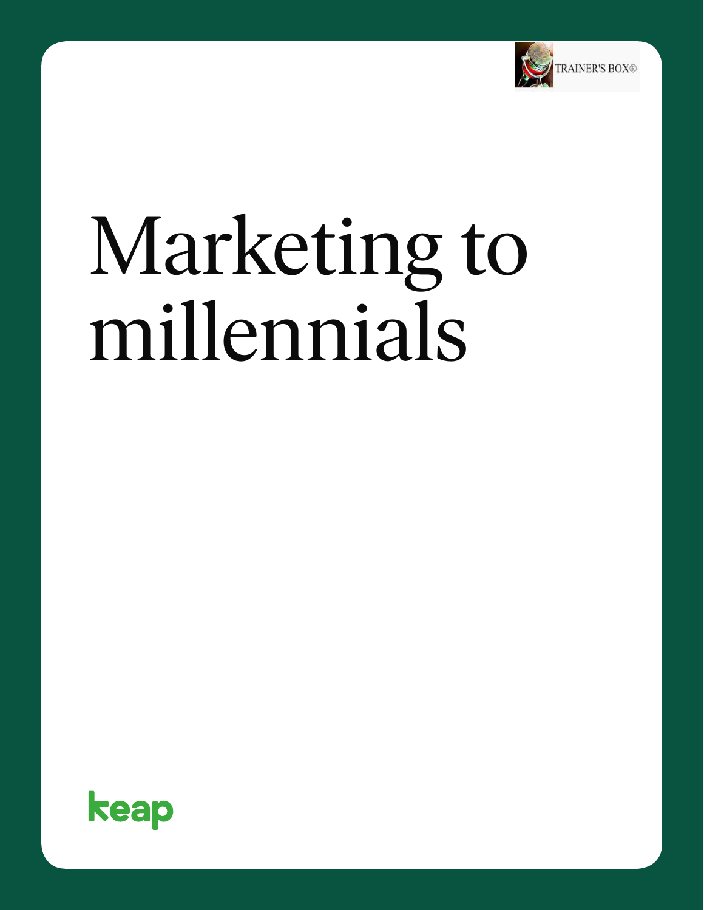TRAINER'S BOX®

# Marketing to millennials

keap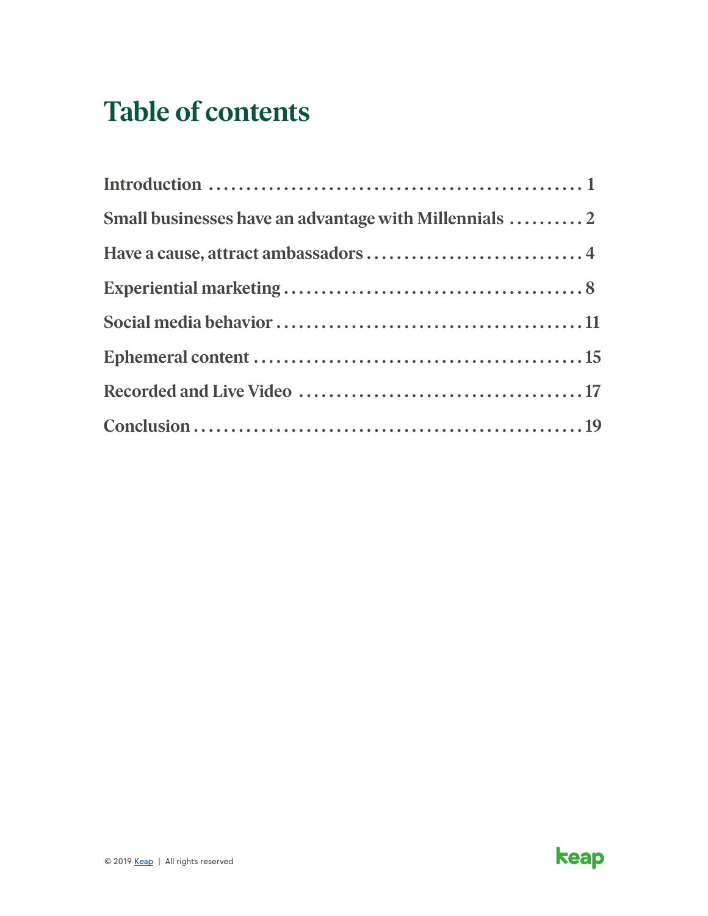# Table of contents

| | |
|---|---|
| Introduction | 1 |
| Small businesses have an advantage with Millennials | 2 |
| Have a cause, attract ambassadors | 4 |
| Experiential marketing | 8 |
| Social media behavior | 11 |
| Ephemeral content | 15 |
| Recorded and Live Video | 17 |
| Conclusion | 19 |

© 2019 Keap | All rights reserved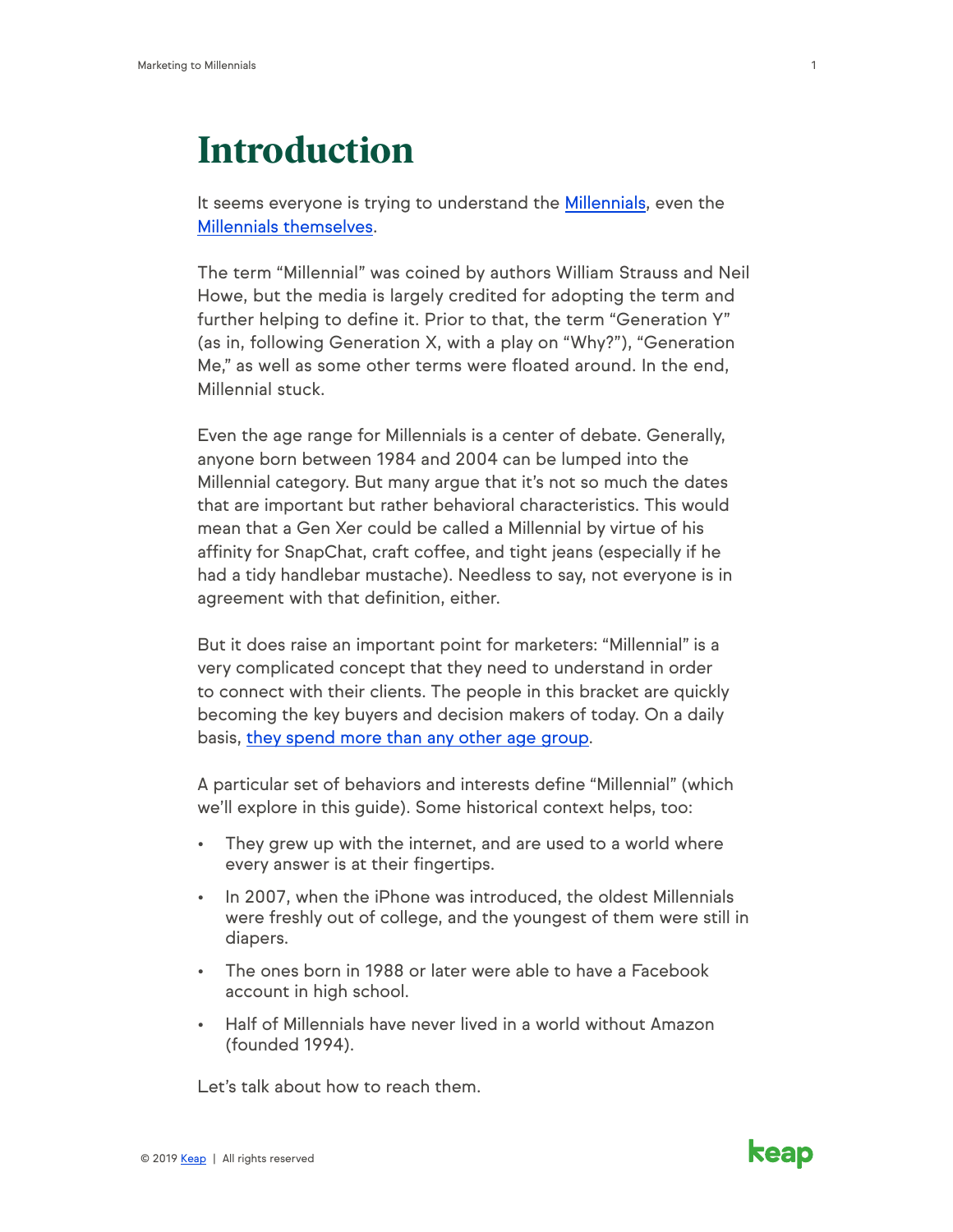# Introduction

It seems everyone is trying to understand the Millennials, even the Millennials themselves.

The term "Millennial" was coined by authors William Strauss and Neil Howe, but the media is largely credited for adopting the term and further helping to define it. Prior to that, the term "Generation Y" (as in, following Generation X, with a play on "Why?"), "Generation Me," as well as some other terms were floated around. In the end, Millennial stuck.

Even the age range for Millennials is a center of debate. Generally, anyone born between 1984 and 2004 can be lumped into the Millennial category. But many argue that it's not so much the dates that are important but rather behavioral characteristics. This would mean that a Gen Xer could be called a Millennial by virtue of his affinity for SnapChat, craft coffee, and tight jeans (especially if he had a tidy handlebar mustache). Needless to say, not everyone is in agreement with that definition, either.

But it does raise an important point for marketers: "Millennial" is a very complicated concept that they need to understand in order to connect with their clients. The people in this bracket are quickly becoming the key buyers and decision makers of today. On a daily basis, they spend more than any other age group.

A particular set of behaviors and interests define "Millennial" (which we'll explore in this guide). Some historical context helps, too:

- They grew up with the internet, and are used to a world where every answer is at their fingertips.
- In 2007, when the iPhone was introduced, the oldest Millennials were freshly out of college, and the youngest of them were still in diapers.
- The ones born in 1988 or later were able to have a Facebook account in high school.
- Half of Millennials have never lived in a world without Amazon (founded 1994).

Let's talk about how to reach them.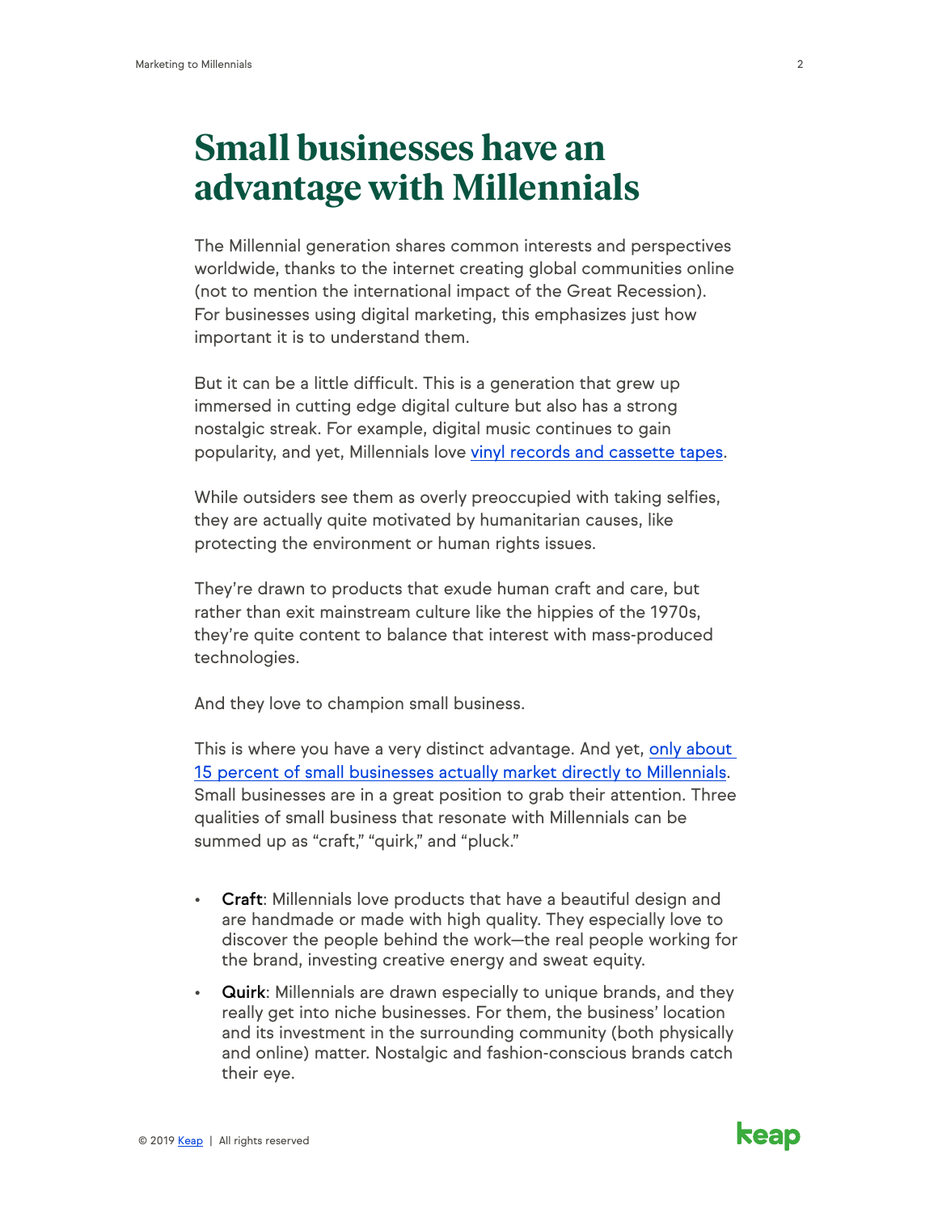# Small businesses have an advantage with Millennials

The Millennial generation shares common interests and perspectives worldwide, thanks to the internet creating global communities online (not to mention the international impact of the Great Recession). For businesses using digital marketing, this emphasizes just how important it is to understand them.

But it can be a little difficult. This is a generation that grew up immersed in cutting edge digital culture but also has a strong nostalgic streak. For example, digital music continues to gain popularity, and yet, Millennials love vinyl records and cassette tapes.

While outsiders see them as overly preoccupied with taking selfies, they are actually quite motivated by humanitarian causes, like protecting the environment or human rights issues.

They're drawn to products that exude human craft and care, but rather than exit mainstream culture like the hippies of the 1970s, they're quite content to balance that interest with mass-produced technologies.

And they love to champion small business.

This is where you have a very distinct advantage. And yet, only about 15 percent of small businesses actually market directly to Millennials. Small businesses are in a great position to grab their attention. Three qualities of small business that resonate with Millennials can be summed up as "craft," "quirk," and "pluck."

- **Craft**: Millennials love products that have a beautiful design and are handmade or made with high quality. They especially love to discover the people behind the work—the real people working for the brand, investing creative energy and sweat equity.
- **Quirk**: Millennials are drawn especially to unique brands, and they really get into niche businesses. For them, the business' location and its investment in the surrounding community (both physically and online) matter. Nostalgic and fashion-conscious brands catch their eye.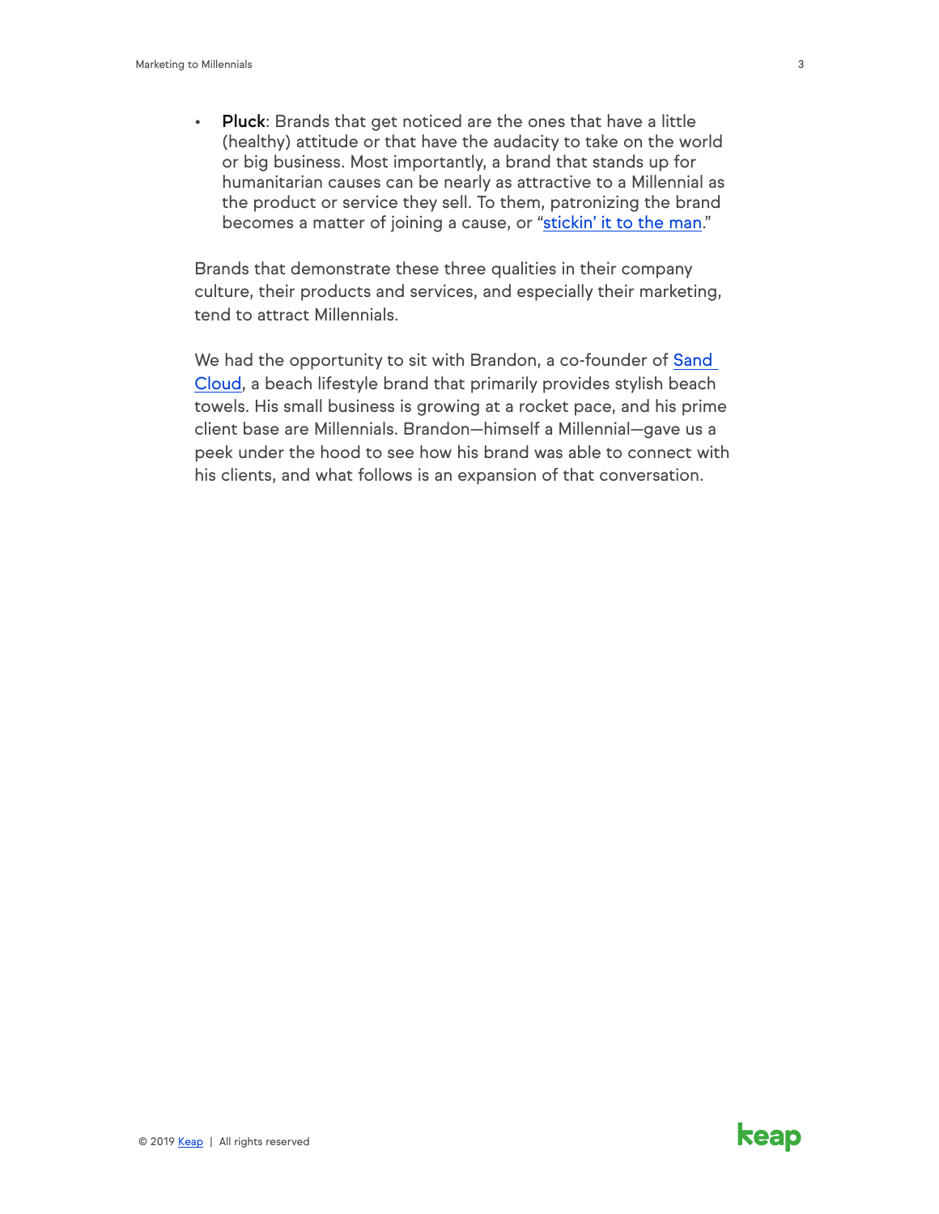- **Pluck**: Brands that get noticed are the ones that have a little (healthy) attitude or that have the audacity to take on the world or big business. Most importantly, a brand that stands up for humanitarian causes can be nearly as attractive to a Millennial as the product or service they sell. To them, patronizing the brand becomes a matter of joining a cause, or "stickin' it to the man."

Brands that demonstrate these three qualities in their company culture, their products and services, and especially their marketing, tend to attract Millennials.

We had the opportunity to sit with Brandon, a co-founder of Sand Cloud, a beach lifestyle brand that primarily provides stylish beach towels. His small business is growing at a rocket pace, and his prime client base are Millennials. Brandon—himself a Millennial—gave us a peek under the hood to see how his brand was able to connect with his clients, and what follows is an expansion of that conversation.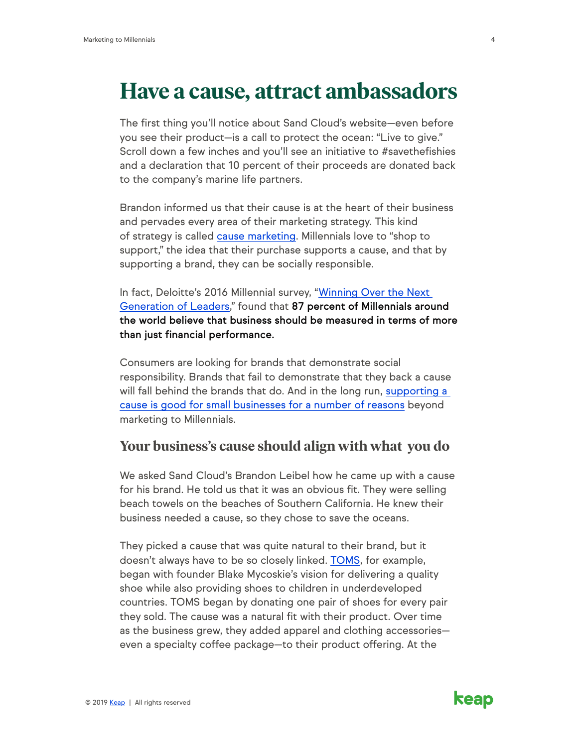# Have a cause, attract ambassadors

The first thing you'll notice about Sand Cloud's website—even before you see their product—is a call to protect the ocean: "Live to give." Scroll down a few inches and you'll see an initiative to #savethefishies and a declaration that 10 percent of their proceeds are donated back to the company's marine life partners.

Brandon informed us that their cause is at the heart of their business and pervades every area of their marketing strategy. This kind of strategy is called cause marketing. Millennials love to "shop to support," the idea that their purchase supports a cause, and that by supporting a brand, they can be socially responsible.

In fact, Deloitte's 2016 Millennial survey, "Winning Over the Next Generation of Leaders," found that **87 percent of Millennials around the world believe that business should be measured in terms of more than just financial performance.**

Consumers are looking for brands that demonstrate social responsibility. Brands that fail to demonstrate that they back a cause will fall behind the brands that do. And in the long run, supporting a cause is good for small businesses for a number of reasons beyond marketing to Millennials.

## Your business's cause should align with what you do

We asked Sand Cloud's Brandon Leibel how he came up with a cause for his brand. He told us that it was an obvious fit. They were selling beach towels on the beaches of Southern California. He knew their business needed a cause, so they chose to save the oceans.

They picked a cause that was quite natural to their brand, but it doesn't always have to be so closely linked. TOMS, for example, began with founder Blake Mycoskie's vision for delivering a quality shoe while also providing shoes to children in underdeveloped countries. TOMS began by donating one pair of shoes for every pair they sold. The cause was a natural fit with their product. Over time as the business grew, they added apparel and clothing accessories—even a specialty coffee package—to their product offering. At the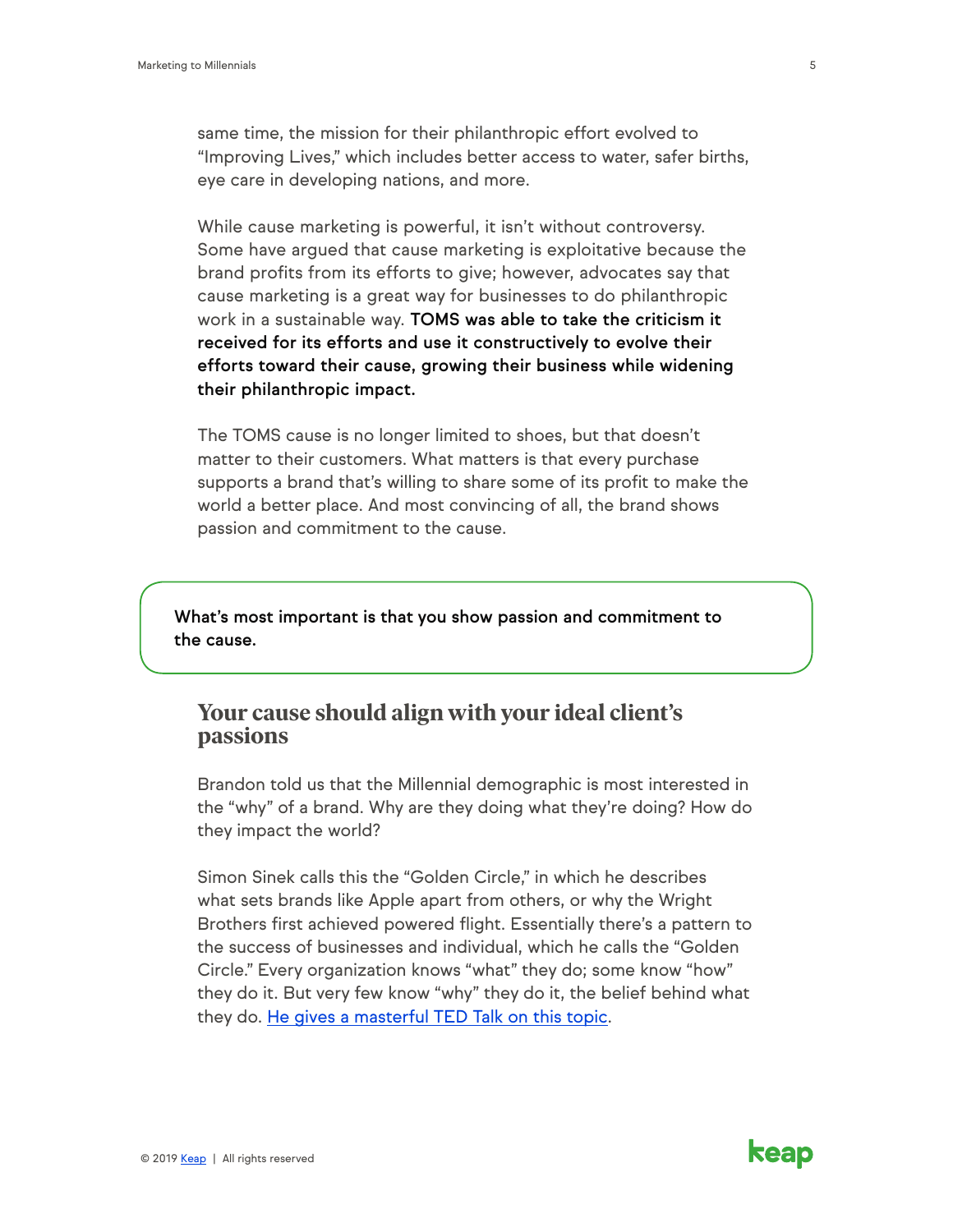same time, the mission for their philanthropic effort evolved to "Improving Lives," which includes better access to water, safer births, eye care in developing nations, and more.

While cause marketing is powerful, it isn't without controversy. Some have argued that cause marketing is exploitative because the brand profits from its efforts to give; however, advocates say that cause marketing is a great way for businesses to do philanthropic work in a sustainable way. **TOMS was able to take the criticism it received for its efforts and use it constructively to evolve their efforts toward their cause, growing their business while widening their philanthropic impact.**

The TOMS cause is no longer limited to shoes, but that doesn't matter to their customers. What matters is that every purchase supports a brand that's willing to share some of its profit to make the world a better place. And most convincing of all, the brand shows passion and commitment to the cause.

> **What's most important is that you show passion and commitment to the cause.**

## Your cause should align with your ideal client's passions

Brandon told us that the Millennial demographic is most interested in the "why" of a brand. Why are they doing what they're doing? How do they impact the world?

Simon Sinek calls this the "Golden Circle," in which he describes what sets brands like Apple apart from others, or why the Wright Brothers first achieved powered flight. Essentially there's a pattern to the success of businesses and individual, which he calls the "Golden Circle." Every organization knows "what" they do; some know "how" they do it. But very few know "why" they do it, the belief behind what they do. He gives a masterful TED Talk on this topic.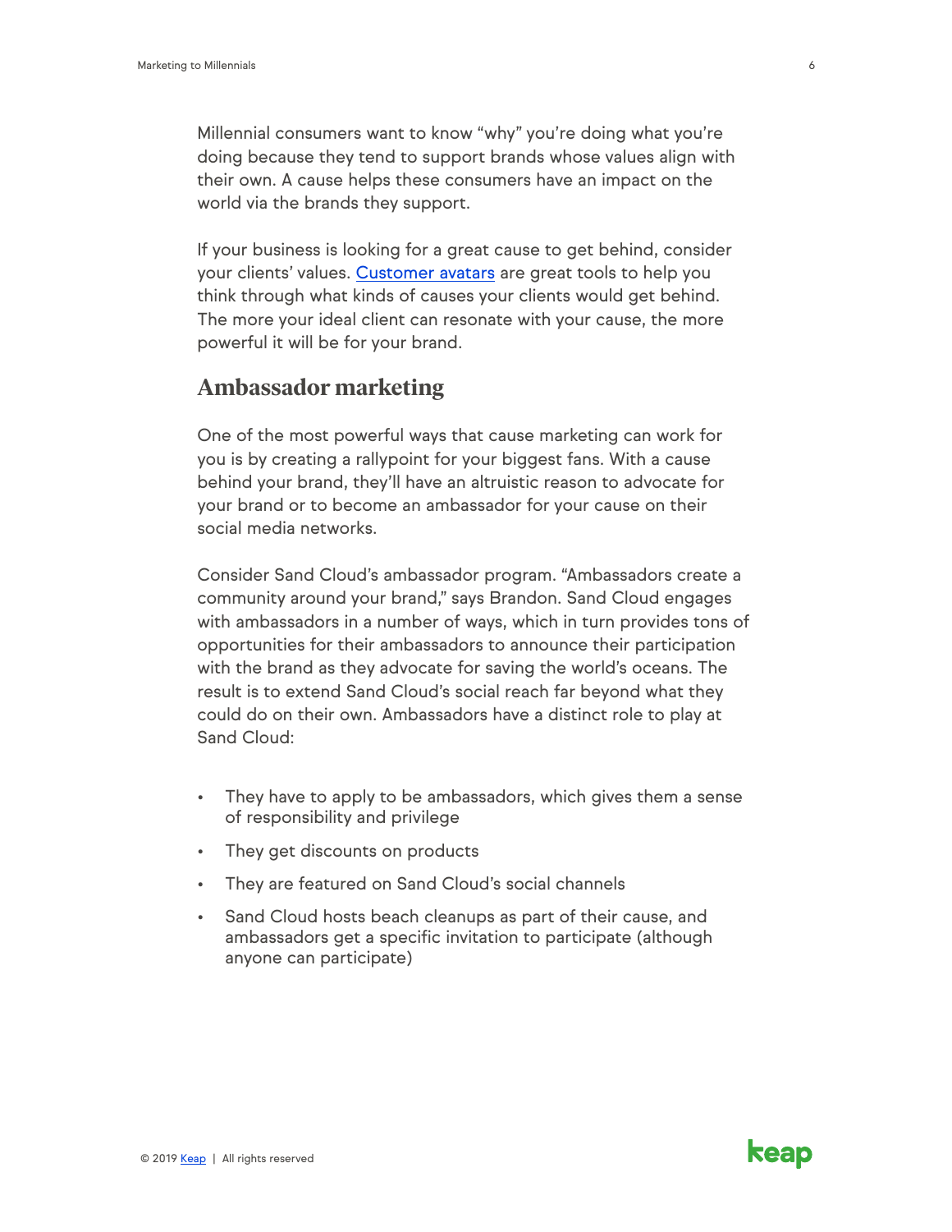Millennial consumers want to know "why" you're doing what you're doing because they tend to support brands whose values align with their own. A cause helps these consumers have an impact on the world via the brands they support.

If your business is looking for a great cause to get behind, consider your clients' values. [Customer avatars] are great tools to help you think through what kinds of causes your clients would get behind. The more your ideal client can resonate with your cause, the more powerful it will be for your brand.

## Ambassador marketing

One of the most powerful ways that cause marketing can work for you is by creating a rallypoint for your biggest fans. With a cause behind your brand, they'll have an altruistic reason to advocate for your brand or to become an ambassador for your cause on their social media networks.

Consider Sand Cloud's ambassador program. "Ambassadors create a community around your brand," says Brandon. Sand Cloud engages with ambassadors in a number of ways, which in turn provides tons of opportunities for their ambassadors to announce their participation with the brand as they advocate for saving the world's oceans. The result is to extend Sand Cloud's social reach far beyond what they could do on their own. Ambassadors have a distinct role to play at Sand Cloud:

- They have to apply to be ambassadors, which gives them a sense of responsibility and privilege
- They get discounts on products
- They are featured on Sand Cloud's social channels
- Sand Cloud hosts beach cleanups as part of their cause, and ambassadors get a specific invitation to participate (although anyone can participate)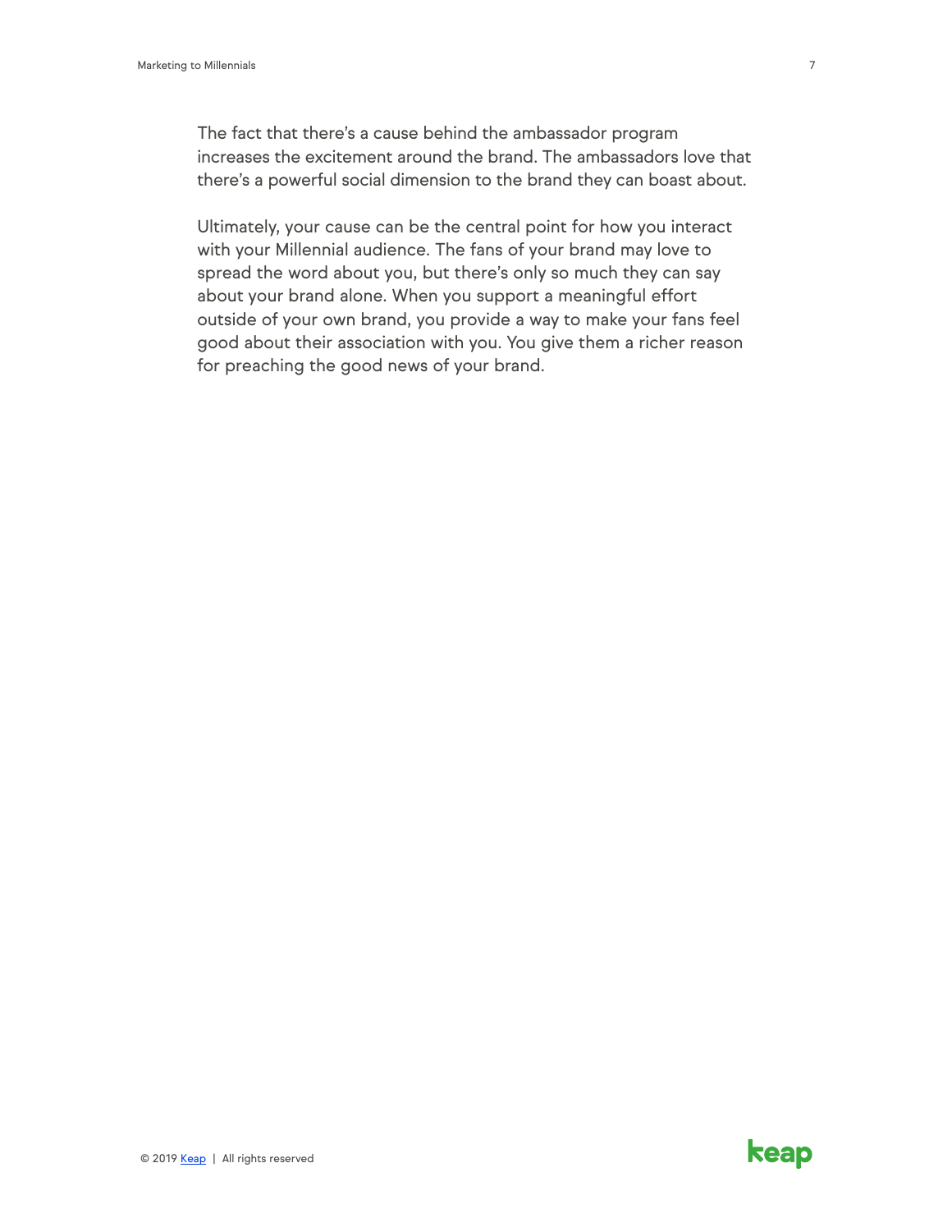The fact that there's a cause behind the ambassador program increases the excitement around the brand. The ambassadors love that there's a powerful social dimension to the brand they can boast about.

Ultimately, your cause can be the central point for how you interact with your Millennial audience. The fans of your brand may love to spread the word about you, but there's only so much they can say about your brand alone. When you support a meaningful effort outside of your own brand, you provide a way to make your fans feel good about their association with you. You give them a richer reason for preaching the good news of your brand.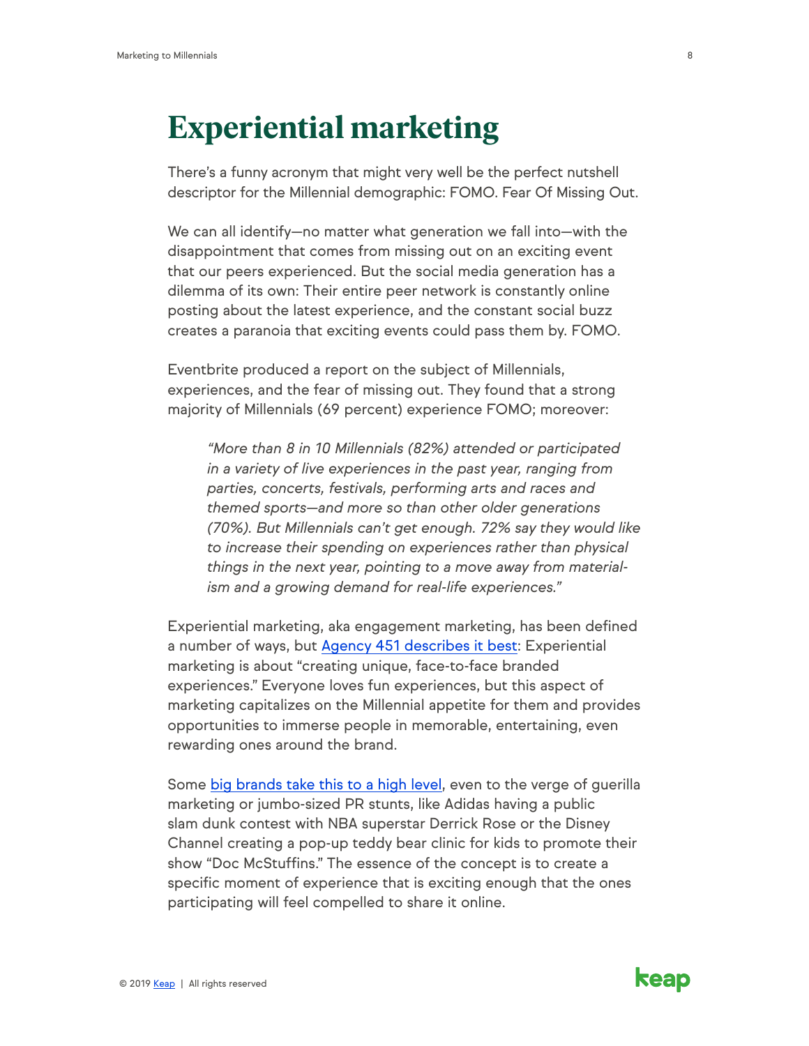# Experiential marketing

There's a funny acronym that might very well be the perfect nutshell descriptor for the Millennial demographic: FOMO. Fear Of Missing Out.

We can all identify—no matter what generation we fall into—with the disappointment that comes from missing out on an exciting event that our peers experienced. But the social media generation has a dilemma of its own: Their entire peer network is constantly online posting about the latest experience, and the constant social buzz creates a paranoia that exciting events could pass them by. FOMO.

Eventbrite produced a report on the subject of Millennials, experiences, and the fear of missing out. They found that a strong majority of Millennials (69 percent) experience FOMO; moreover:

> *"More than 8 in 10 Millennials (82%) attended or participated in a variety of live experiences in the past year, ranging from parties, concerts, festivals, performing arts and races and themed sports—and more so than other older generations (70%). But Millennials can't get enough. 72% say they would like to increase their spending on experiences rather than physical things in the next year, pointing to a move away from materialism and a growing demand for real-life experiences."*

Experiential marketing, aka engagement marketing, has been defined a number of ways, but [Agency 451 describes it best]: Experiential marketing is about "creating unique, face-to-face branded experiences." Everyone loves fun experiences, but this aspect of marketing capitalizes on the Millennial appetite for them and provides opportunities to immerse people in memorable, entertaining, even rewarding ones around the brand.

Some [big brands take this to a high level], even to the verge of guerilla marketing or jumbo-sized PR stunts, like Adidas having a public slam dunk contest with NBA superstar Derrick Rose or the Disney Channel creating a pop-up teddy bear clinic for kids to promote their show "Doc McStuffins." The essence of the concept is to create a specific moment of experience that is exciting enough that the ones participating will feel compelled to share it online.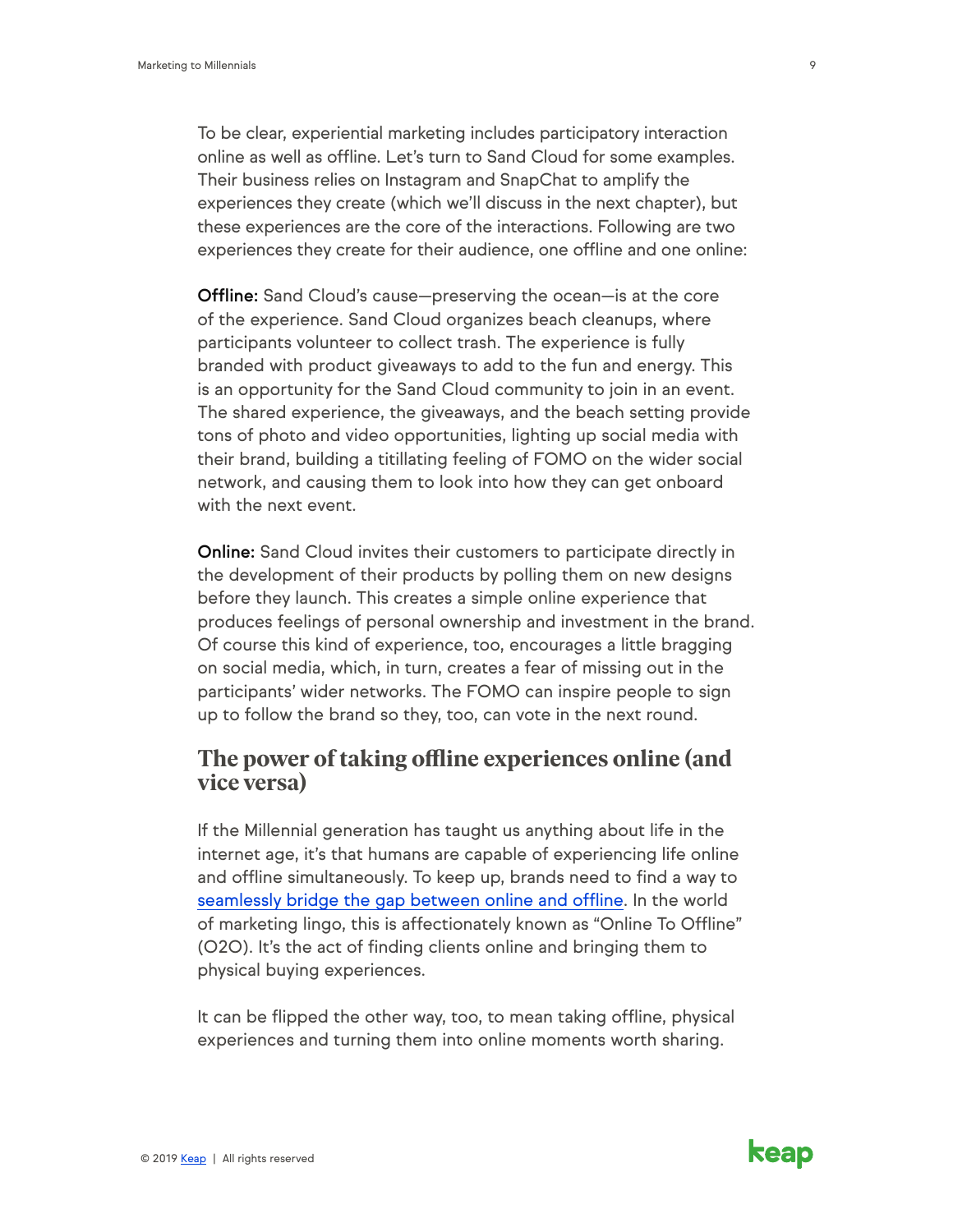To be clear, experiential marketing includes participatory interaction online as well as offline. Let's turn to Sand Cloud for some examples. Their business relies on Instagram and SnapChat to amplify the experiences they create (which we'll discuss in the next chapter), but these experiences are the core of the interactions. Following are two experiences they create for their audience, one offline and one online:

**Offline:** Sand Cloud's cause—preserving the ocean—is at the core of the experience. Sand Cloud organizes beach cleanups, where participants volunteer to collect trash. The experience is fully branded with product giveaways to add to the fun and energy. This is an opportunity for the Sand Cloud community to join in an event. The shared experience, the giveaways, and the beach setting provide tons of photo and video opportunities, lighting up social media with their brand, building a titillating feeling of FOMO on the wider social network, and causing them to look into how they can get onboard with the next event.

**Online:** Sand Cloud invites their customers to participate directly in the development of their products by polling them on new designs before they launch. This creates a simple online experience that produces feelings of personal ownership and investment in the brand. Of course this kind of experience, too, encourages a little bragging on social media, which, in turn, creates a fear of missing out in the participants' wider networks. The FOMO can inspire people to sign up to follow the brand so they, too, can vote in the next round.

## The power of taking offline experiences online (and vice versa)

If the Millennial generation has taught us anything about life in the internet age, it's that humans are capable of experiencing life online and offline simultaneously. To keep up, brands need to find a way to seamlessly bridge the gap between online and offline. In the world of marketing lingo, this is affectionately known as "Online To Offline" (O2O). It's the act of finding clients online and bringing them to physical buying experiences.

It can be flipped the other way, too, to mean taking offline, physical experiences and turning them into online moments worth sharing.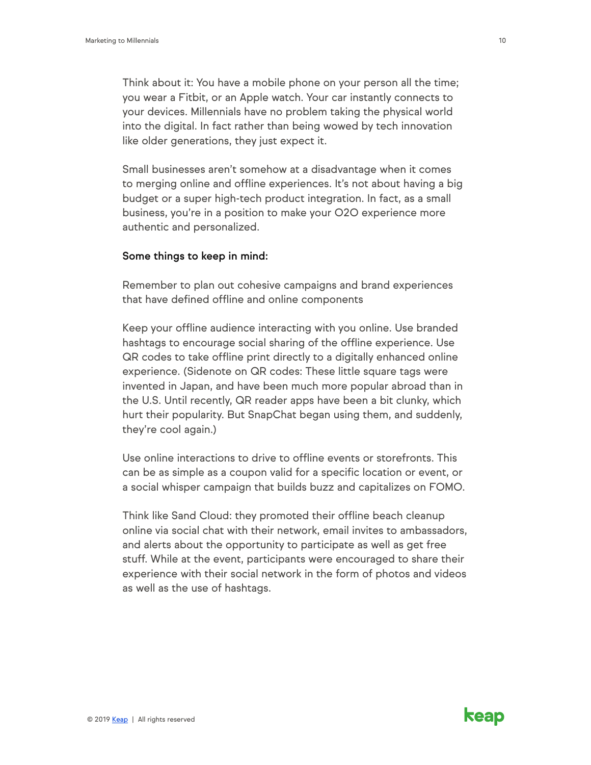Think about it: You have a mobile phone on your person all the time; you wear a Fitbit, or an Apple watch. Your car instantly connects to your devices. Millennials have no problem taking the physical world into the digital. In fact rather than being wowed by tech innovation like older generations, they just expect it.

Small businesses aren't somehow at a disadvantage when it comes to merging online and offline experiences. It's not about having a big budget or a super high-tech product integration. In fact, as a small business, you're in a position to make your O2O experience more authentic and personalized.

**Some things to keep in mind:**

Remember to plan out cohesive campaigns and brand experiences that have defined offline and online components

Keep your offline audience interacting with you online. Use branded hashtags to encourage social sharing of the offline experience. Use QR codes to take offline print directly to a digitally enhanced online experience. (Sidenote on QR codes: These little square tags were invented in Japan, and have been much more popular abroad than in the U.S. Until recently, QR reader apps have been a bit clunky, which hurt their popularity. But SnapChat began using them, and suddenly, they're cool again.)

Use online interactions to drive to offline events or storefronts. This can be as simple as a coupon valid for a specific location or event, or a social whisper campaign that builds buzz and capitalizes on FOMO.

Think like Sand Cloud: they promoted their offline beach cleanup online via social chat with their network, email invites to ambassadors, and alerts about the opportunity to participate as well as get free stuff. While at the event, participants were encouraged to share their experience with their social network in the form of photos and videos as well as the use of hashtags.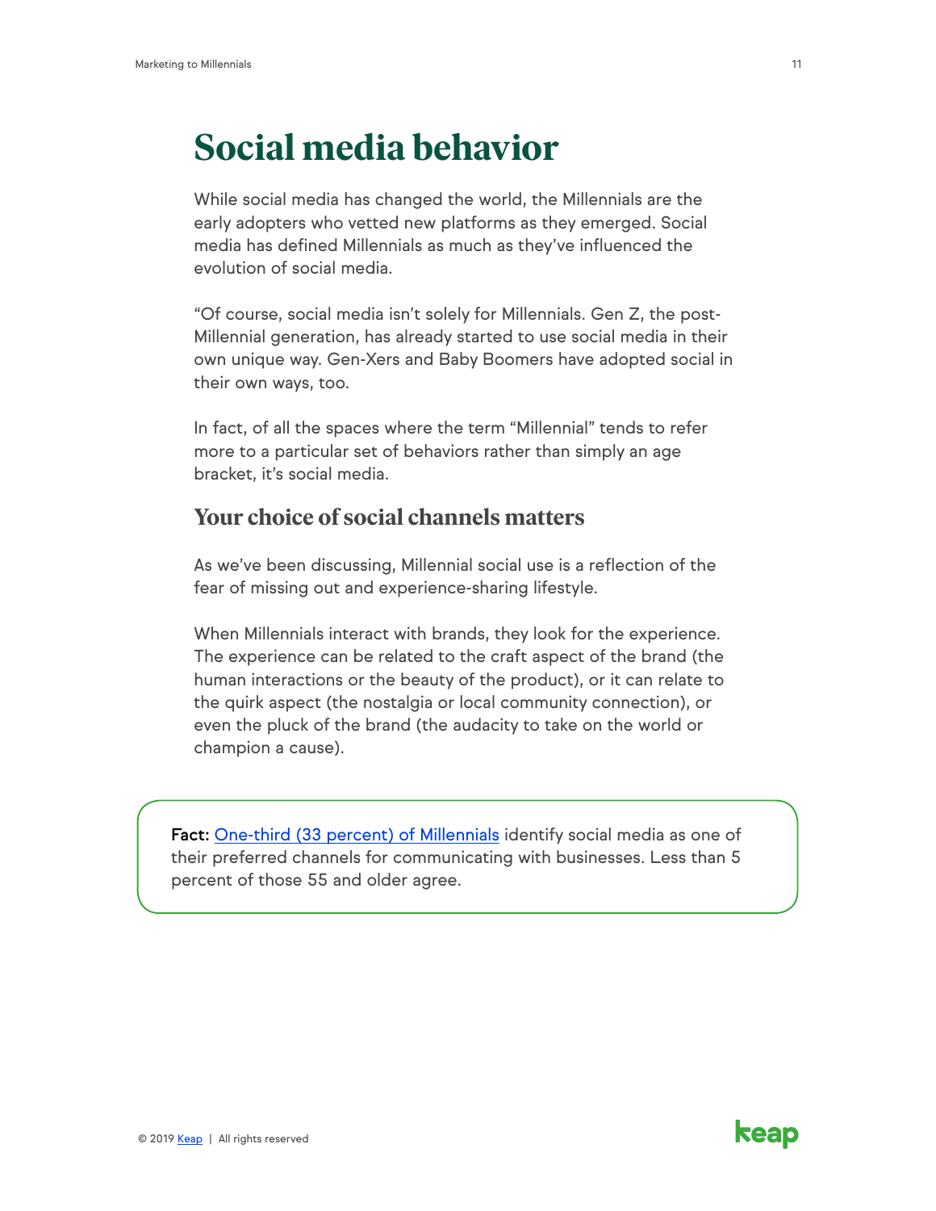# Social media behavior

While social media has changed the world, the Millennials are the early adopters who vetted new platforms as they emerged. Social media has defined Millennials as much as they've influenced the evolution of social media.

"Of course, social media isn't solely for Millennials. Gen Z, the post-Millennial generation, has already started to use social media in their own unique way. Gen-Xers and Baby Boomers have adopted social in their own ways, too.

In fact, of all the spaces where the term "Millennial" tends to refer more to a particular set of behaviors rather than simply an age bracket, it's social media.

## Your choice of social channels matters

As we've been discussing, Millennial social use is a reflection of the fear of missing out and experience-sharing lifestyle.

When Millennials interact with brands, they look for the experience. The experience can be related to the craft aspect of the brand (the human interactions or the beauty of the product), or it can relate to the quirk aspect (the nostalgia or local community connection), or even the pluck of the brand (the audacity to take on the world or champion a cause).

**Fact:** One-third (33 percent) of Millennials identify social media as one of their preferred channels for communicating with businesses. Less than 5 percent of those 55 and older agree.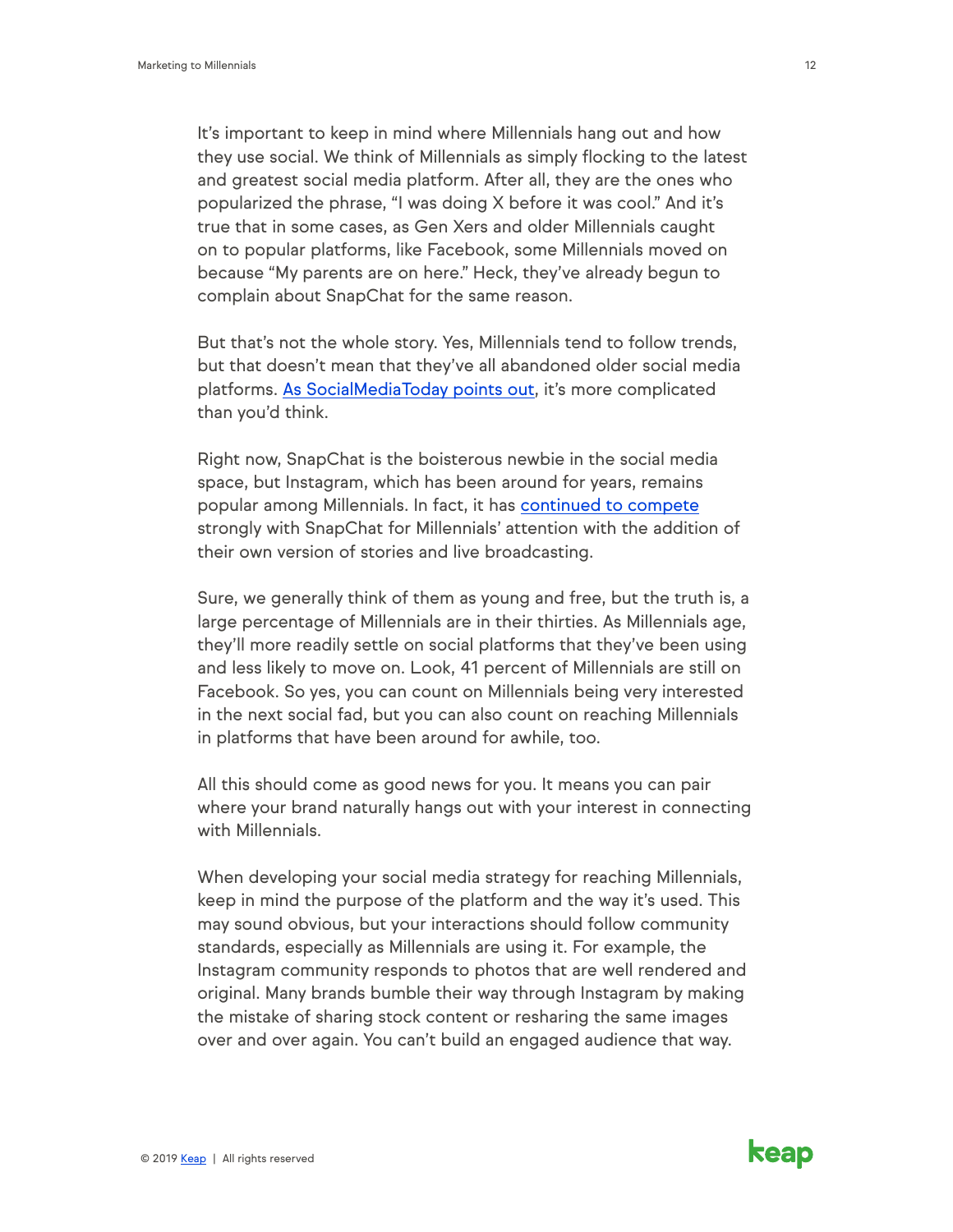It's important to keep in mind where Millennials hang out and how they use social. We think of Millennials as simply flocking to the latest and greatest social media platform. After all, they are the ones who popularized the phrase, "I was doing X before it was cool." And it's true that in some cases, as Gen Xers and older Millennials caught on to popular platforms, like Facebook, some Millennials moved on because "My parents are on here." Heck, they've already begun to complain about SnapChat for the same reason.

But that's not the whole story. Yes, Millennials tend to follow trends, but that doesn't mean that they've all abandoned older social media platforms. As SocialMediaToday points out, it's more complicated than you'd think.

Right now, SnapChat is the boisterous newbie in the social media space, but Instagram, which has been around for years, remains popular among Millennials. In fact, it has continued to compete strongly with SnapChat for Millennials' attention with the addition of their own version of stories and live broadcasting.

Sure, we generally think of them as young and free, but the truth is, a large percentage of Millennials are in their thirties. As Millennials age, they'll more readily settle on social platforms that they've been using and less likely to move on. Look, 41 percent of Millennials are still on Facebook. So yes, you can count on Millennials being very interested in the next social fad, but you can also count on reaching Millennials in platforms that have been around for awhile, too.

All this should come as good news for you. It means you can pair where your brand naturally hangs out with your interest in connecting with Millennials.

When developing your social media strategy for reaching Millennials, keep in mind the purpose of the platform and the way it's used. This may sound obvious, but your interactions should follow community standards, especially as Millennials are using it. For example, the Instagram community responds to photos that are well rendered and original. Many brands bumble their way through Instagram by making the mistake of sharing stock content or resharing the same images over and over again. You can't build an engaged audience that way.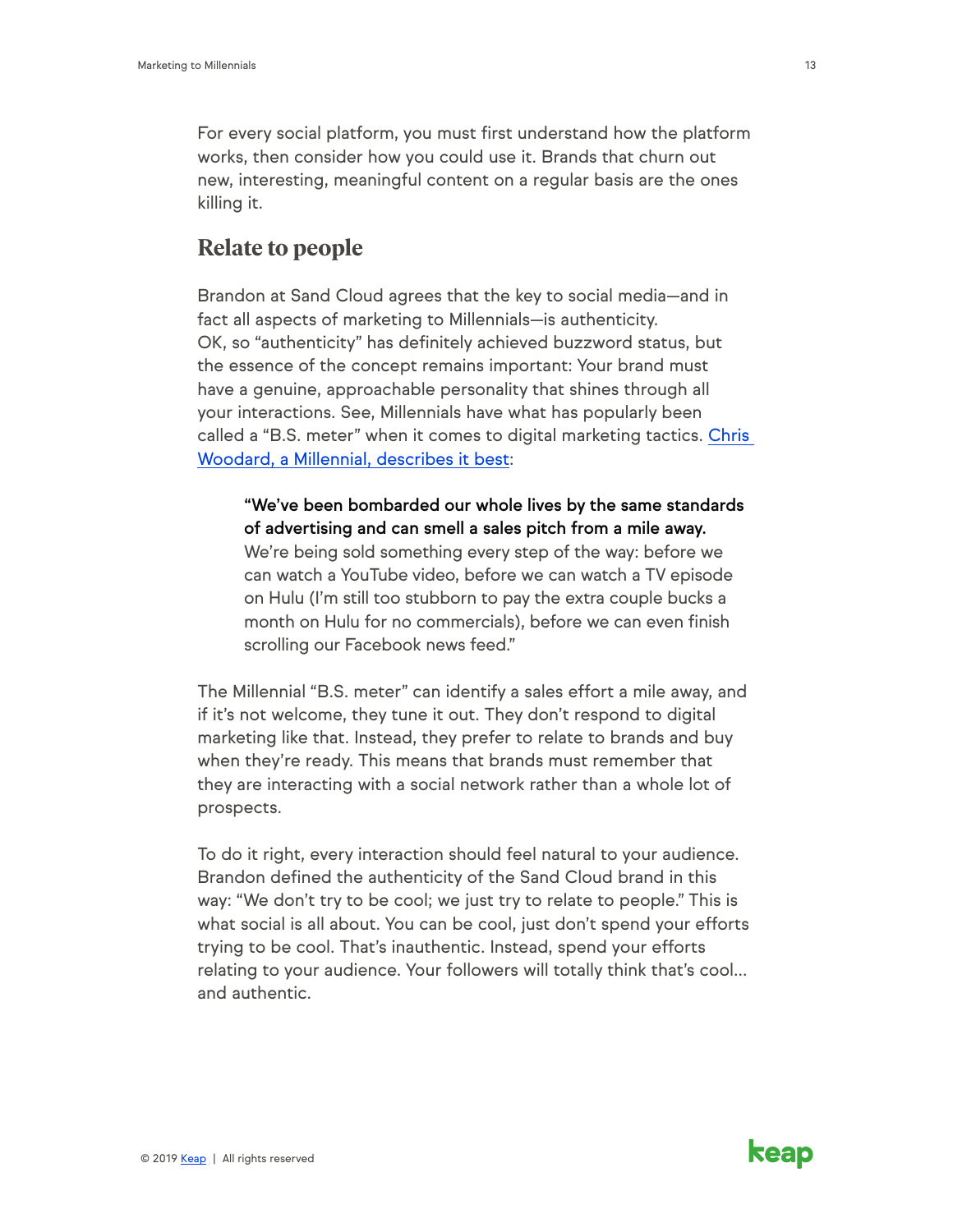For every social platform, you must first understand how the platform works, then consider how you could use it. Brands that churn out new, interesting, meaningful content on a regular basis are the ones killing it.

## Relate to people

Brandon at Sand Cloud agrees that the key to social media—and in fact all aspects of marketing to Millennials—is authenticity. OK, so "authenticity" has definitely achieved buzzword status, but the essence of the concept remains important: Your brand must have a genuine, approachable personality that shines through all your interactions. See, Millennials have what has popularly been called a "B.S. meter" when it comes to digital marketing tactics. Chris Woodard, a Millennial, describes it best:

> **"We've been bombarded our whole lives by the same standards of advertising and can smell a sales pitch from a mile away.** We're being sold something every step of the way: before we can watch a YouTube video, before we can watch a TV episode on Hulu (I'm still too stubborn to pay the extra couple bucks a month on Hulu for no commercials), before we can even finish scrolling our Facebook news feed."

The Millennial "B.S. meter" can identify a sales effort a mile away, and if it's not welcome, they tune it out. They don't respond to digital marketing like that. Instead, they prefer to relate to brands and buy when they're ready. This means that brands must remember that they are interacting with a social network rather than a whole lot of prospects.

To do it right, every interaction should feel natural to your audience. Brandon defined the authenticity of the Sand Cloud brand in this way: "We don't try to be cool; we just try to relate to people." This is what social is all about. You can be cool, just don't spend your efforts trying to be cool. That's inauthentic. Instead, spend your efforts relating to your audience. Your followers will totally think that's cool… and authentic.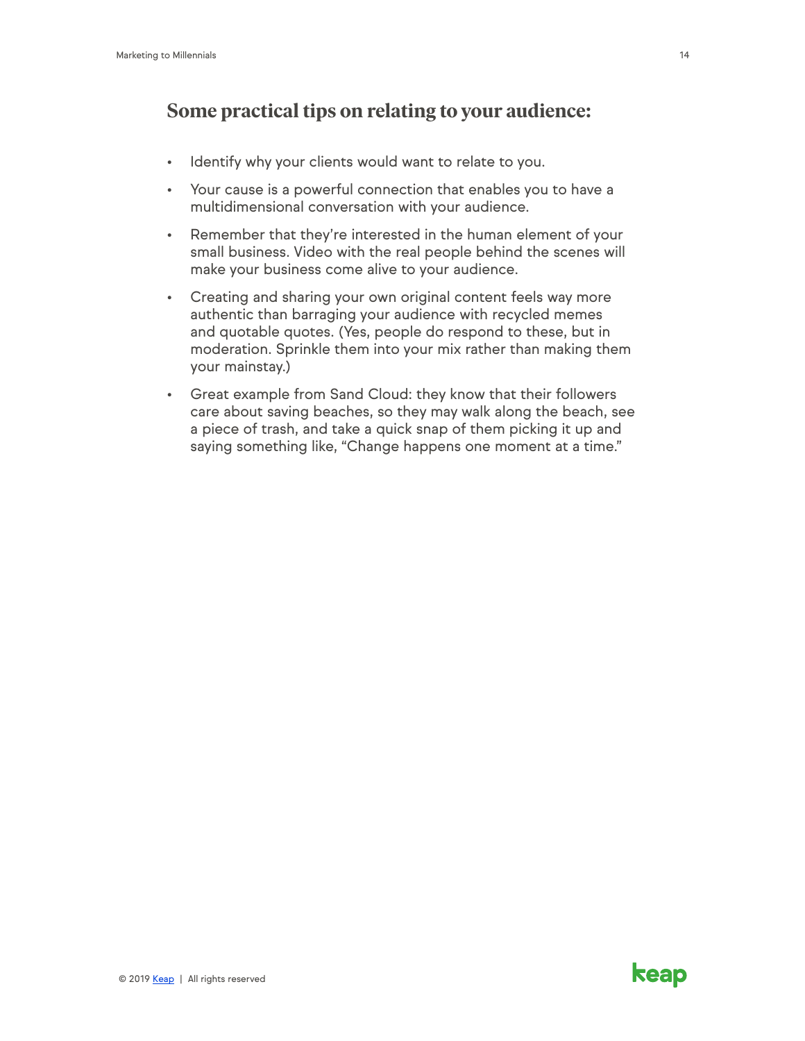## Some practical tips on relating to your audience:

- Identify why your clients would want to relate to you.
- Your cause is a powerful connection that enables you to have a multidimensional conversation with your audience.
- Remember that they're interested in the human element of your small business. Video with the real people behind the scenes will make your business come alive to your audience.
- Creating and sharing your own original content feels way more authentic than barraging your audience with recycled memes and quotable quotes. (Yes, people do respond to these, but in moderation. Sprinkle them into your mix rather than making them your mainstay.)
- Great example from Sand Cloud: they know that their followers care about saving beaches, so they may walk along the beach, see a piece of trash, and take a quick snap of them picking it up and saying something like, "Change happens one moment at a time."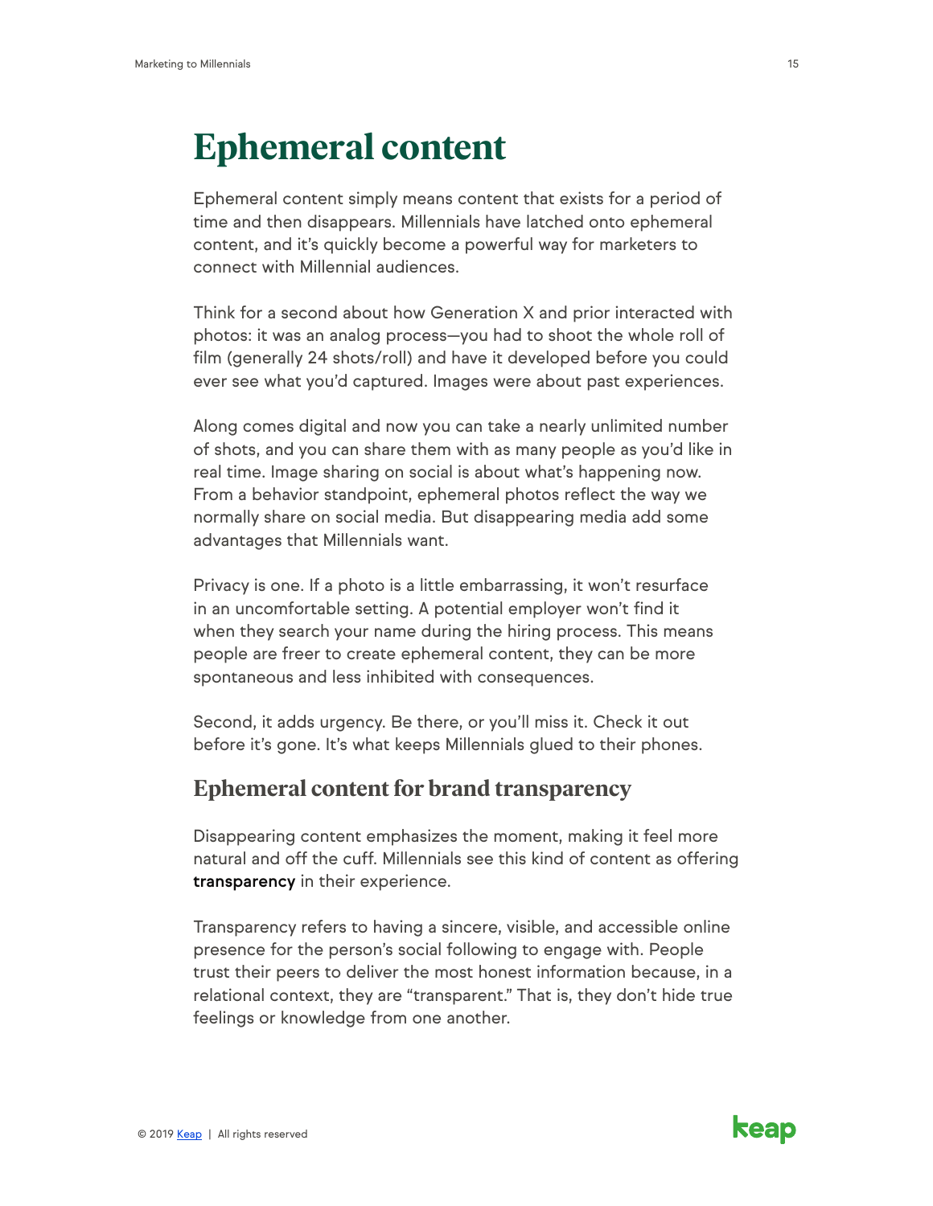# Ephemeral content

Ephemeral content simply means content that exists for a period of time and then disappears. Millennials have latched onto ephemeral content, and it's quickly become a powerful way for marketers to connect with Millennial audiences.

Think for a second about how Generation X and prior interacted with photos: it was an analog process—you had to shoot the whole roll of film (generally 24 shots/roll) and have it developed before you could ever see what you'd captured. Images were about past experiences.

Along comes digital and now you can take a nearly unlimited number of shots, and you can share them with as many people as you'd like in real time. Image sharing on social is about what's happening now. From a behavior standpoint, ephemeral photos reflect the way we normally share on social media. But disappearing media add some advantages that Millennials want.

Privacy is one. If a photo is a little embarrassing, it won't resurface in an uncomfortable setting. A potential employer won't find it when they search your name during the hiring process. This means people are freer to create ephemeral content, they can be more spontaneous and less inhibited with consequences.

Second, it adds urgency. Be there, or you'll miss it. Check it out before it's gone. It's what keeps Millennials glued to their phones.

## Ephemeral content for brand transparency

Disappearing content emphasizes the moment, making it feel more natural and off the cuff. Millennials see this kind of content as offering **transparency** in their experience.

Transparency refers to having a sincere, visible, and accessible online presence for the person's social following to engage with. People trust their peers to deliver the most honest information because, in a relational context, they are "transparent." That is, they don't hide true feelings or knowledge from one another.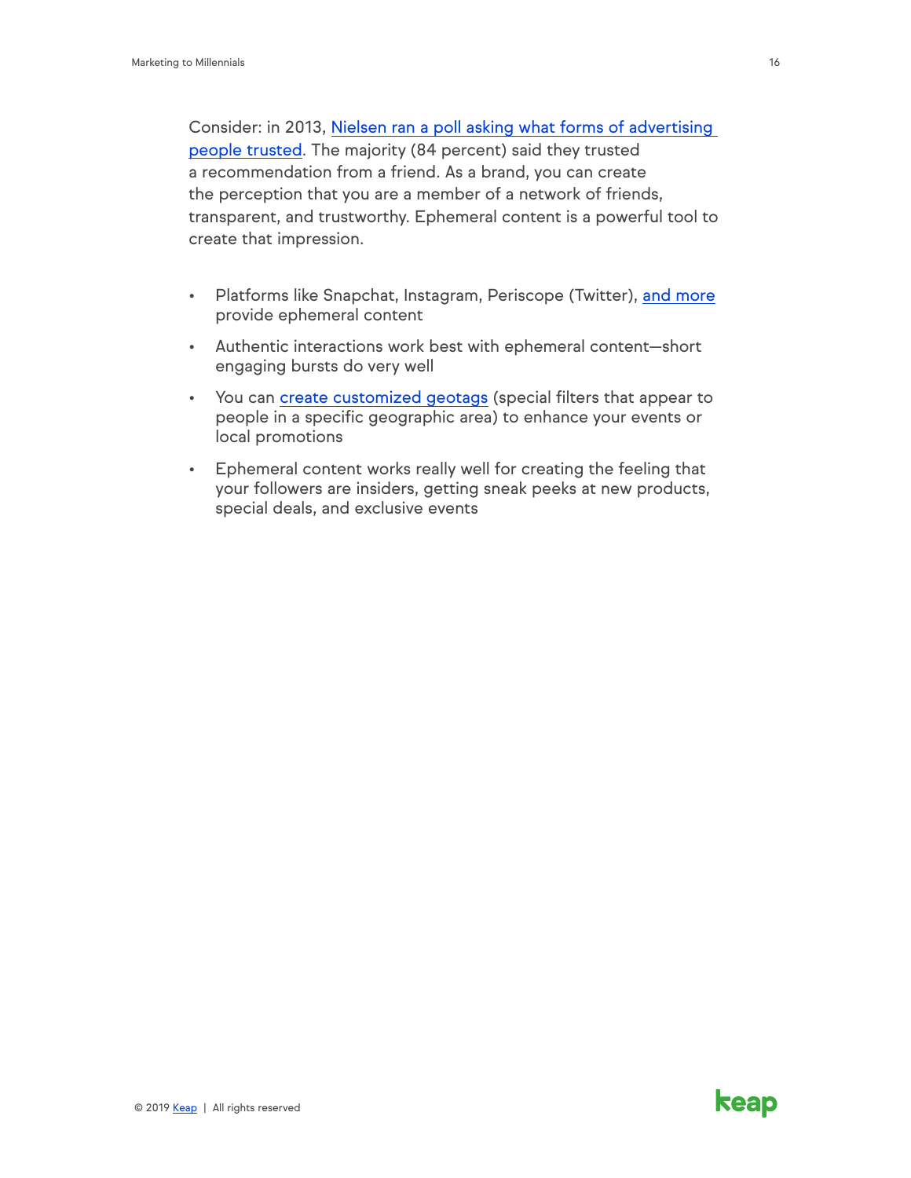Consider: in 2013, Nielsen ran a poll asking what forms of advertising people trusted. The majority (84 percent) said they trusted a recommendation from a friend. As a brand, you can create the perception that you are a member of a network of friends, transparent, and trustworthy. Ephemeral content is a powerful tool to create that impression.

- Platforms like Snapchat, Instagram, Periscope (Twitter), and more provide ephemeral content
- Authentic interactions work best with ephemeral content—short engaging bursts do very well
- You can create customized geotags (special filters that appear to people in a specific geographic area) to enhance your events or local promotions
- Ephemeral content works really well for creating the feeling that your followers are insiders, getting sneak peeks at new products, special deals, and exclusive events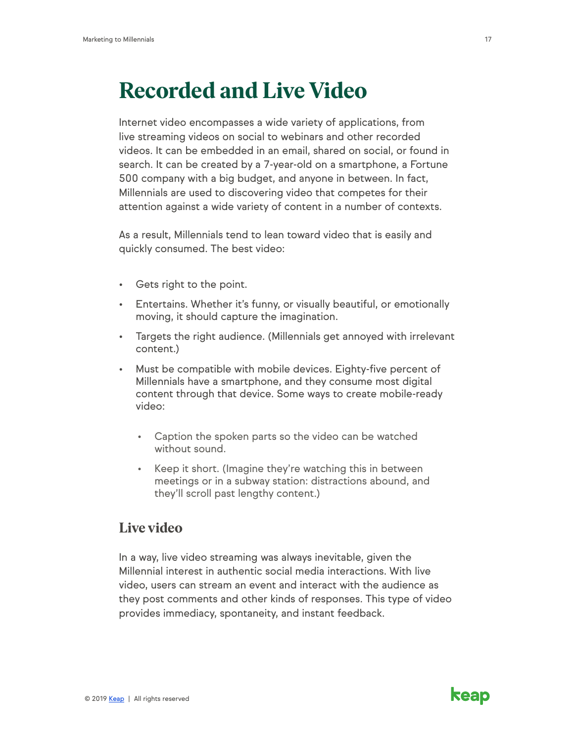# Recorded and Live Video

Internet video encompasses a wide variety of applications, from live streaming videos on social to webinars and other recorded videos. It can be embedded in an email, shared on social, or found in search. It can be created by a 7-year-old on a smartphone, a Fortune 500 company with a big budget, and anyone in between. In fact, Millennials are used to discovering video that competes for their attention against a wide variety of content in a number of contexts.

As a result, Millennials tend to lean toward video that is easily and quickly consumed. The best video:

- Gets right to the point.
- Entertains. Whether it's funny, or visually beautiful, or emotionally moving, it should capture the imagination.
- Targets the right audience. (Millennials get annoyed with irrelevant content.)
- Must be compatible with mobile devices. Eighty-five percent of Millennials have a smartphone, and they consume most digital content through that device. Some ways to create mobile-ready video:
    - Caption the spoken parts so the video can be watched without sound.
    - Keep it short. (Imagine they're watching this in between meetings or in a subway station: distractions abound, and they'll scroll past lengthy content.)

## Live video

In a way, live video streaming was always inevitable, given the Millennial interest in authentic social media interactions. With live video, users can stream an event and interact with the audience as they post comments and other kinds of responses. This type of video provides immediacy, spontaneity, and instant feedback.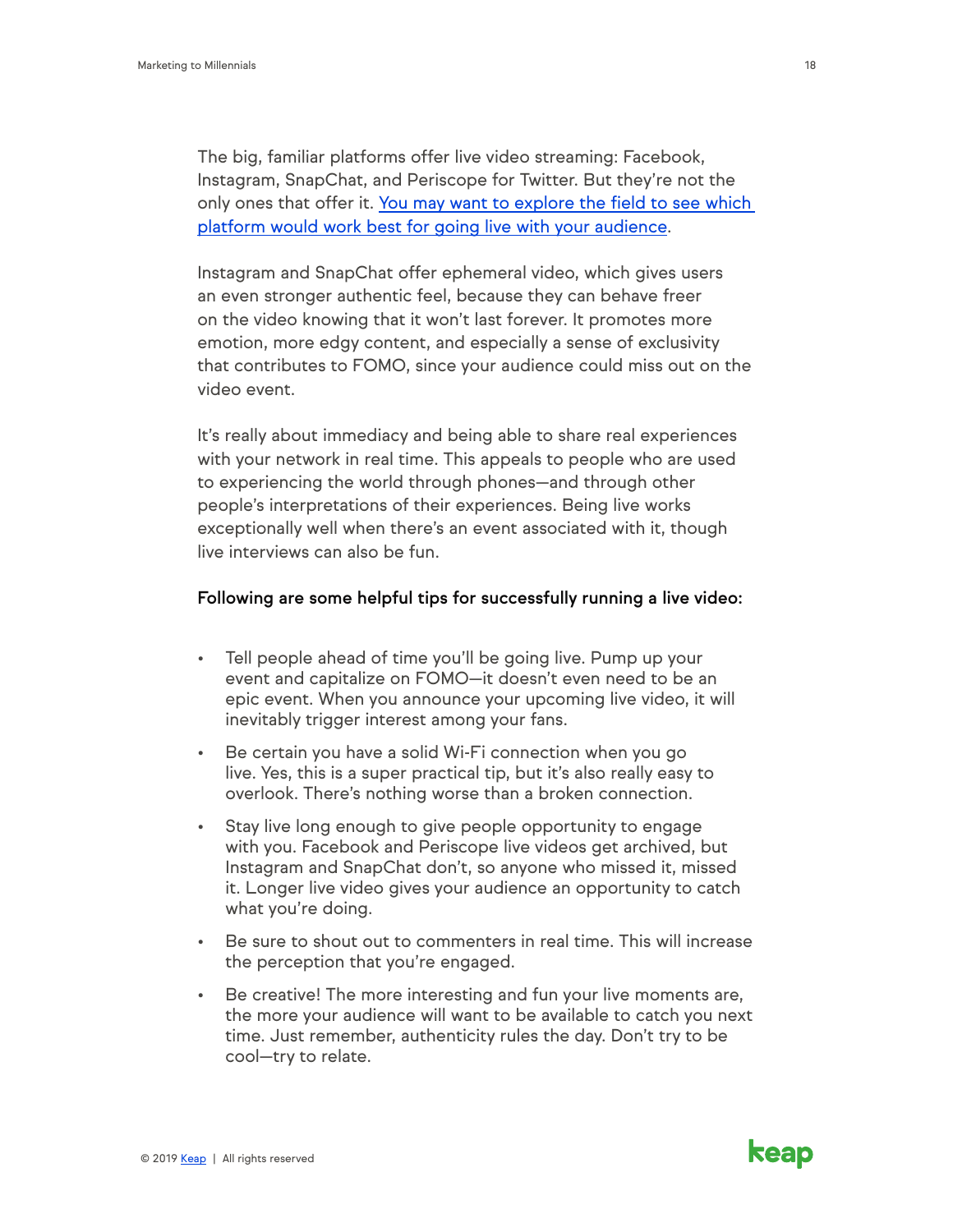The big, familiar platforms offer live video streaming: Facebook, Instagram, SnapChat, and Periscope for Twitter. But they're not the only ones that offer it. You may want to explore the field to see which platform would work best for going live with your audience.

Instagram and SnapChat offer ephemeral video, which gives users an even stronger authentic feel, because they can behave freer on the video knowing that it won't last forever. It promotes more emotion, more edgy content, and especially a sense of exclusivity that contributes to FOMO, since your audience could miss out on the video event.

It's really about immediacy and being able to share real experiences with your network in real time. This appeals to people who are used to experiencing the world through phones—and through other people's interpretations of their experiences. Being live works exceptionally well when there's an event associated with it, though live interviews can also be fun.

**Following are some helpful tips for successfully running a live video:**

- Tell people ahead of time you'll be going live. Pump up your event and capitalize on FOMO—it doesn't even need to be an epic event. When you announce your upcoming live video, it will inevitably trigger interest among your fans.
- Be certain you have a solid Wi-Fi connection when you go live. Yes, this is a super practical tip, but it's also really easy to overlook. There's nothing worse than a broken connection.
- Stay live long enough to give people opportunity to engage with you. Facebook and Periscope live videos get archived, but Instagram and SnapChat don't, so anyone who missed it, missed it. Longer live video gives your audience an opportunity to catch what you're doing.
- Be sure to shout out to commenters in real time. This will increase the perception that you're engaged.
- Be creative! The more interesting and fun your live moments are, the more your audience will want to be available to catch you next time. Just remember, authenticity rules the day. Don't try to be cool—try to relate.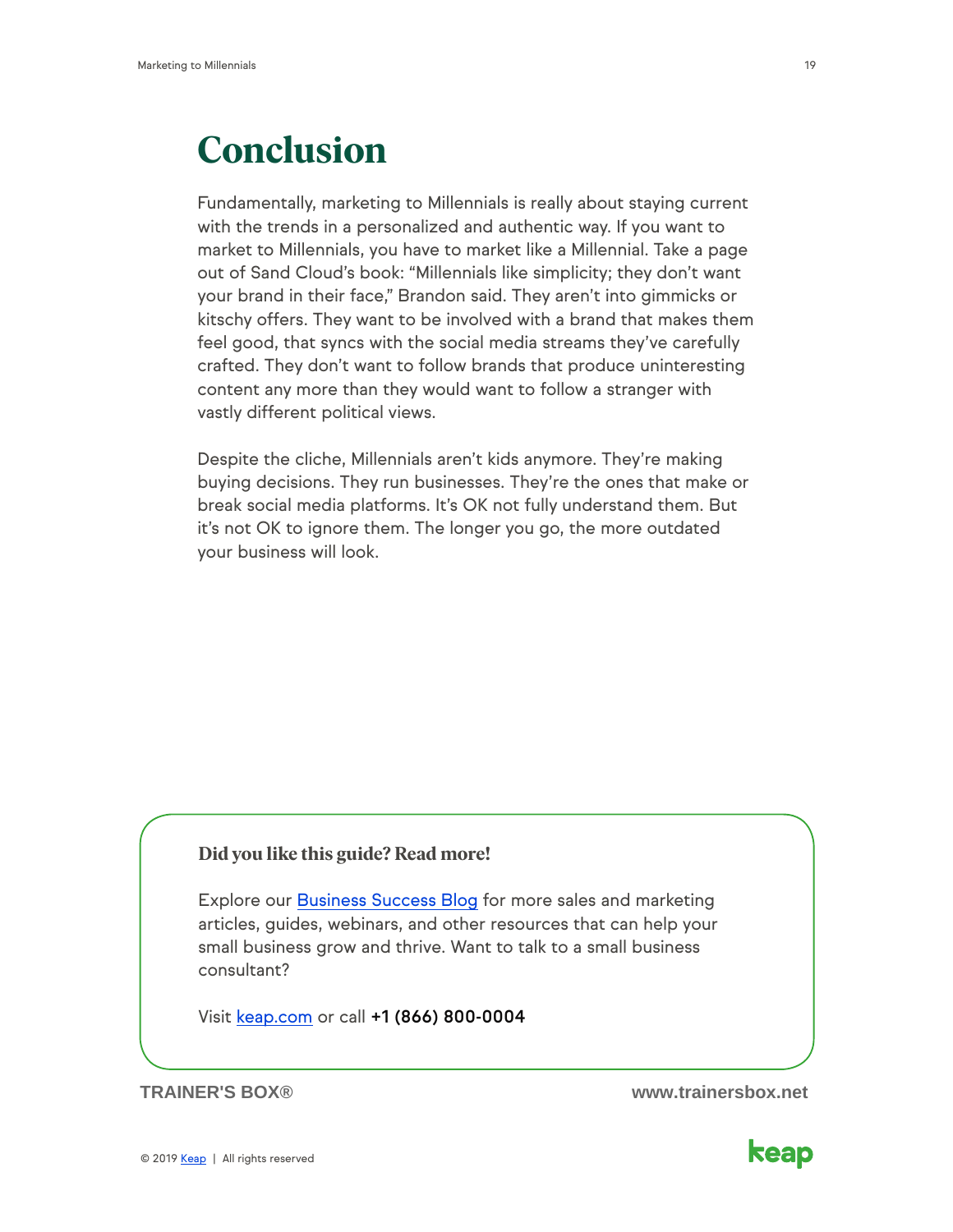# Conclusion

Fundamentally, marketing to Millennials is really about staying current with the trends in a personalized and authentic way. If you want to market to Millennials, you have to market like a Millennial. Take a page out of Sand Cloud's book: "Millennials like simplicity; they don't want your brand in their face," Brandon said. They aren't into gimmicks or kitschy offers. They want to be involved with a brand that makes them feel good, that syncs with the social media streams they've carefully crafted. They don't want to follow brands that produce uninteresting content any more than they would want to follow a stranger with vastly different political views.

Despite the cliche, Millennials aren't kids anymore. They're making buying decisions. They run businesses. They're the ones that make or break social media platforms. It's OK not fully understand them. But it's not OK to ignore them. The longer you go, the more outdated your business will look.

**Did you like this guide? Read more!**

Explore our Business Success Blog for more sales and marketing articles, guides, webinars, and other resources that can help your small business grow and thrive. Want to talk to a small business consultant?

Visit keap.com or call **+1 (866) 800-0004**

TRAINER'S BOX® www.trainersbox.net

© 2019 Keap | All rights reserved